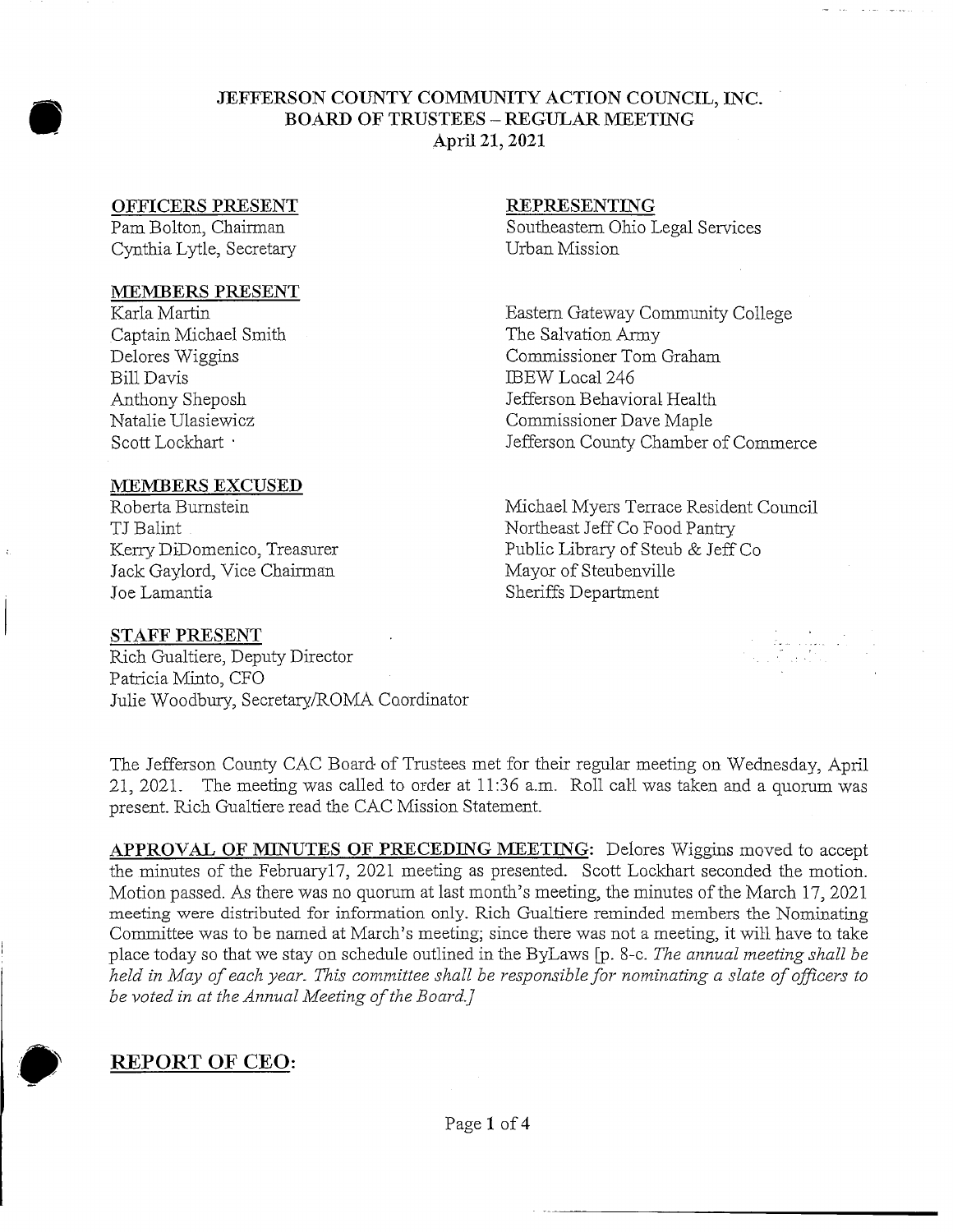# JEFFERSON COUNTY COMMUNITY ACTION COUNCIL, INC.
## BOARD OF TRUSTEES – REGULAR MEETING
### April 21, 2021

| **OFFICERS PRESENT** | **REPRESENTING** |
|---|---|
| Pam Bolton, Chairman | Southeastern Ohio Legal Services |
| Cynthia Lytle, Secretary | Urban Mission |

| **MEMBERS PRESENT** | |
|---|---|
| Karla Martin | Eastern Gateway Community College |
| Captain Michael Smith | The Salvation Army |
| Delores Wiggins | Commissioner Tom Graham |
| Bill Davis | IBEW Local 246 |
| Anthony Sheposh | Jefferson Behavioral Health |
| Natalie Ulasiewicz | Commissioner Dave Maple |
| Scott Lockhart | Jefferson County Chamber of Commerce |

| **MEMBERS EXCUSED** | |
|---|---|
| Roberta Burnstein | Michael Myers Terrace Resident Council |
| TJ Balint | Northeast Jeff Co Food Pantry |
| Kerry DiDomenico, Treasurer | Public Library of Steub & Jeff Co |
| Jack Gaylord, Vice Chairman | Mayor of Steubenville |
| Joe Lamantia | Sheriffs Department |

**STAFF PRESENT**

Rich Gualtiere, Deputy Director
Patricia Minto, CFO
Julie Woodbury, Secretary/ROMA Coordinator

The Jefferson County CAC Board of Trustees met for their regular meeting on Wednesday, April 21, 2021. The meeting was called to order at 11:36 a.m. Roll call was taken and a quorum was present. Rich Gualtiere read the CAC Mission Statement.

**APPROVAL OF MINUTES OF PRECEDING MEETING:** Delores Wiggins moved to accept the minutes of the February17, 2021 meeting as presented. Scott Lockhart seconded the motion. Motion passed. As there was no quorum at last month's meeting, the minutes of the March 17, 2021 meeting were distributed for information only. Rich Gualtiere reminded members the Nominating Committee was to be named at March's meeting; since there was not a meeting, it will have to take place today so that we stay on schedule outlined in the ByLaws [p. 8-c. *The annual meeting shall be held in May of each year. This committee shall be responsible for nominating a slate of officers to be voted in at the Annual Meeting of the Board.]*

## REPORT OF CEO: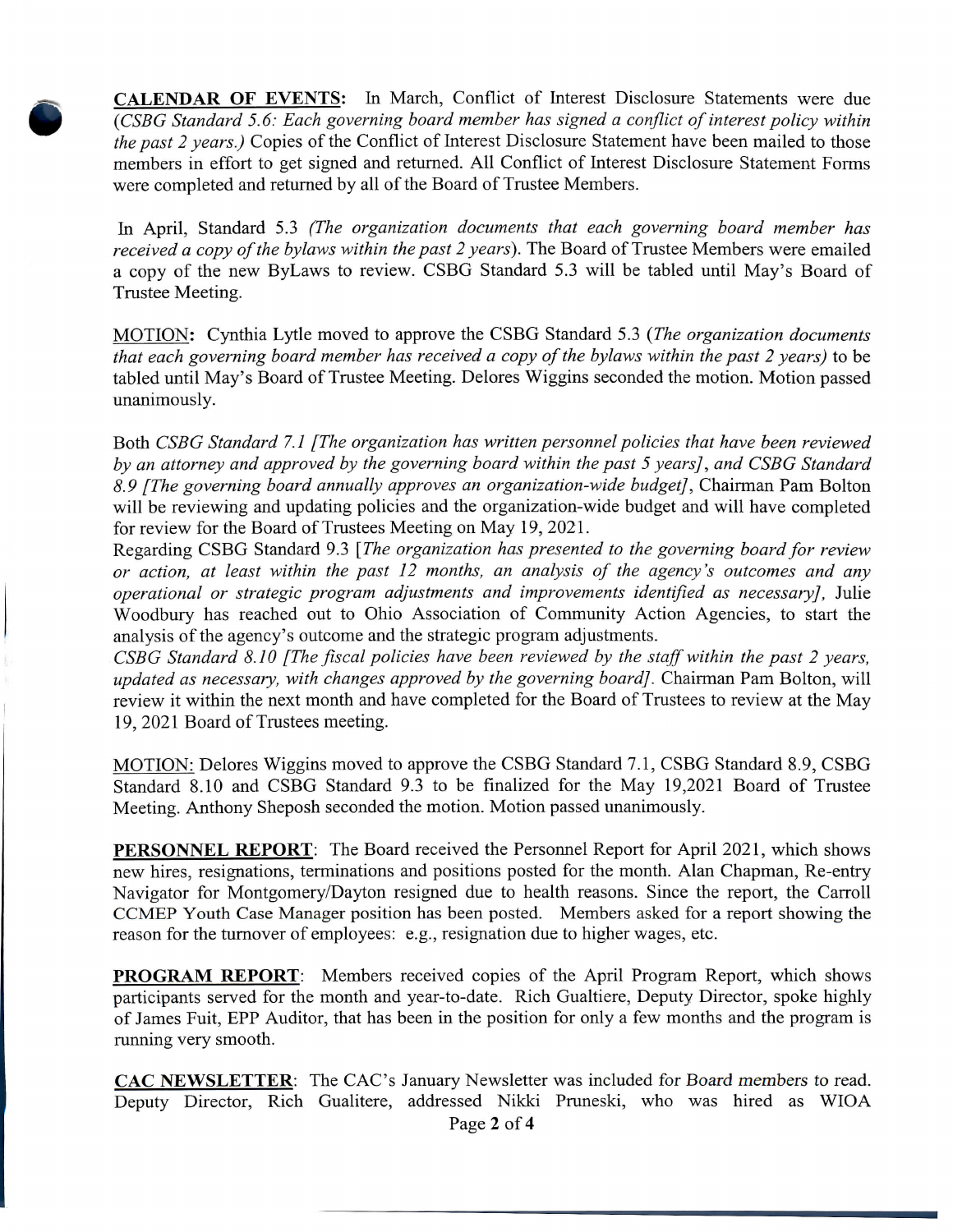**CALENDAR OF EVENTS:** In March, Conflict of Interest Disclosure Statements were due (*CSBG Standard 5.6: Each governing board member has signed a conflict of interest policy within the past 2 years.*) Copies of the Conflict of Interest Disclosure Statement have been mailed to those members in effort to get signed and returned. All Conflict of Interest Disclosure Statement Forms were completed and returned by all of the Board of Trustee Members.

In April, Standard 5.3 *(The organization documents that each governing board member has received a copy of the bylaws within the past 2 years)*. The Board of Trustee Members were emailed a copy of the new ByLaws to review. CSBG Standard 5.3 will be tabled until May's Board of Trustee Meeting.

MOTION**:** Cynthia Lytle moved to approve the CSBG Standard 5.3 (*The organization documents that each governing board member has received a copy of the bylaws within the past 2 years)* to be tabled until May's Board of Trustee Meeting. Delores Wiggins seconded the motion. Motion passed unanimously.

Both *CSBG Standard 7.1 [The organization has written personnel policies that have been reviewed by an attorney and approved by the governing board within the past 5 years]*, and *CSBG Standard 8.9 [The governing board annually approves an organization-wide budget]*, Chairman Pam Bolton will be reviewing and updating policies and the organization-wide budget and will have completed for review for the Board of Trustees Meeting on May 19, 2021.
Regarding CSBG Standard 9.3 [*The organization has presented to the governing board for review or action, at least within the past 12 months, an analysis of the agency's outcomes and any operational or strategic program adjustments and improvements identified as necessary],* Julie Woodbury has reached out to Ohio Association of Community Action Agencies, to start the analysis of the agency's outcome and the strategic program adjustments.
*CSBG Standard 8.10 [The fiscal policies have been reviewed by the staff within the past 2 years, updated as necessary, with changes approved by the governing board]*. Chairman Pam Bolton, will review it within the next month and have completed for the Board of Trustees to review at the May 19, 2021 Board of Trustees meeting.

MOTION: Delores Wiggins moved to approve the CSBG Standard 7.1, CSBG Standard 8.9, CSBG Standard 8.10 and CSBG Standard 9.3 to be finalized for the May 19,2021 Board of Trustee Meeting. Anthony Sheposh seconded the motion. Motion passed unanimously.

**PERSONNEL REPORT**: The Board received the Personnel Report for April 2021, which shows new hires, resignations, terminations and positions posted for the month. Alan Chapman, Re-entry Navigator for Montgomery/Dayton resigned due to health reasons. Since the report, the Carroll CCMEP Youth Case Manager position has been posted. Members asked for a report showing the reason for the turnover of employees: e.g., resignation due to higher wages, etc.

**PROGRAM REPORT**: Members received copies of the April Program Report, which shows participants served for the month and year-to-date. Rich Gualtiere, Deputy Director, spoke highly of James Fuit, EPP Auditor, that has been in the position for only a few months and the program is running very smooth.

**CAC NEWSLETTER**: The CAC's January Newsletter was included for Board members to read. Deputy Director, Rich Gualitere, addressed Nikki Pruneski, who was hired as WIOA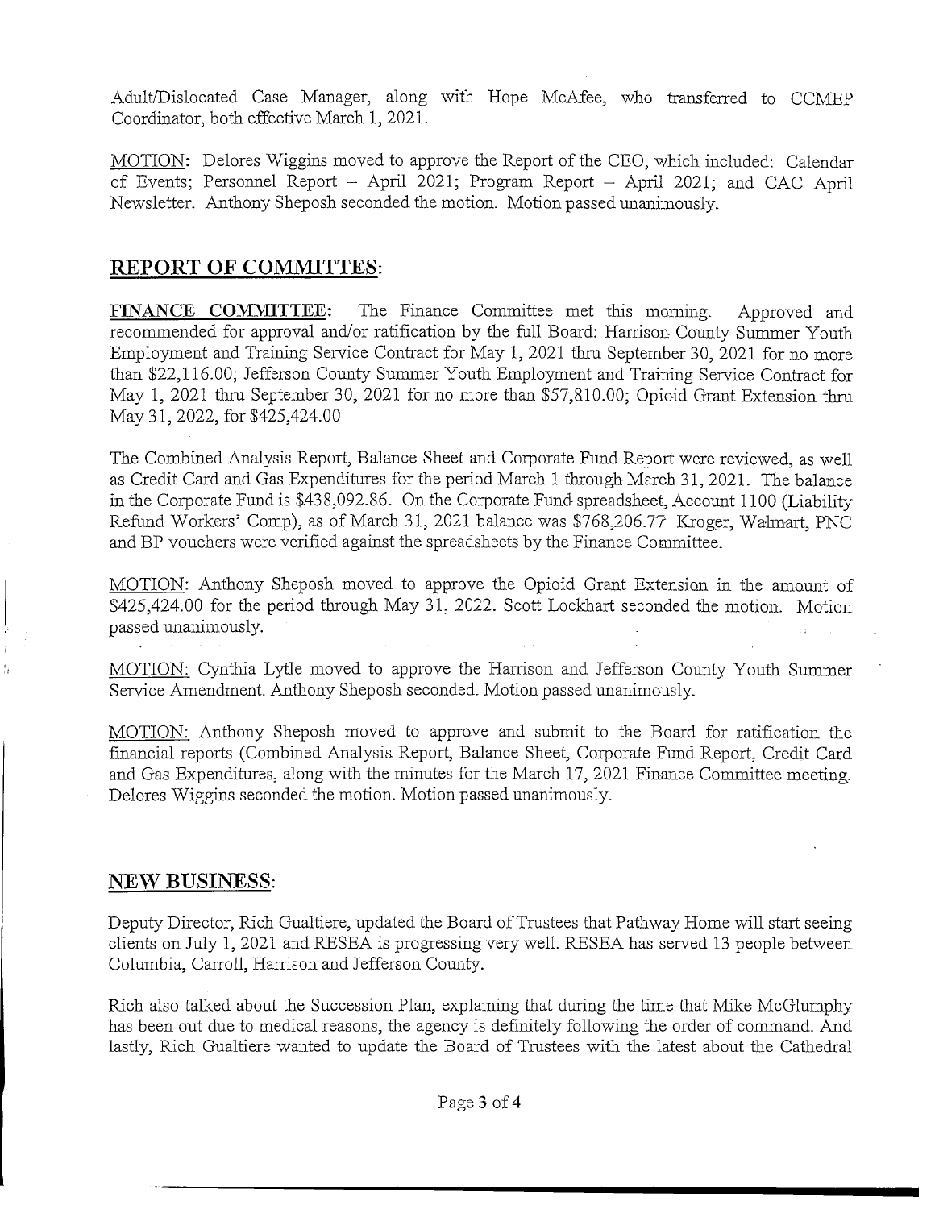Adult/Dislocated Case Manager, along with Hope McAfee, who transferred to CCMEP Coordinator, both effective March 1, 2021.

MOTION: Delores Wiggins moved to approve the Report of the CEO, which included: Calendar of Events; Personnel Report – April 2021; Program Report – April 2021; and CAC April Newsletter. Anthony Sheposh seconded the motion. Motion passed unanimously.

## REPORT OF COMMITTES:

**FINANCE COMMITTEE:** The Finance Committee met this morning. Approved and recommended for approval and/or ratification by the full Board: Harrison County Summer Youth Employment and Training Service Contract for May 1, 2021 thru September 30, 2021 for no more than $22,116.00; Jefferson County Summer Youth Employment and Training Service Contract for May 1, 2021 thru September 30, 2021 for no more than $57,810.00; Opioid Grant Extension thru May 31, 2022, for $425,424.00

The Combined Analysis Report, Balance Sheet and Corporate Fund Report were reviewed, as well as Credit Card and Gas Expenditures for the period March 1 through March 31, 2021. The balance in the Corporate Fund is $438,092.86. On the Corporate Fund spreadsheet, Account 1100 (Liability Refund Workers' Comp), as of March 31, 2021 balance was $768,206.77 Kroger, Walmart, PNC and BP vouchers were verified against the spreadsheets by the Finance Committee.

MOTION: Anthony Sheposh moved to approve the Opioid Grant Extension in the amount of $425,424.00 for the period through May 31, 2022. Scott Lockhart seconded the motion. Motion passed unanimously.

MOTION: Cynthia Lytle moved to approve the Harrison and Jefferson County Youth Summer Service Amendment. Anthony Sheposh seconded. Motion passed unanimously.

MOTION: Anthony Sheposh moved to approve and submit to the Board for ratification the financial reports (Combined Analysis Report, Balance Sheet, Corporate Fund Report, Credit Card and Gas Expenditures, along with the minutes for the March 17, 2021 Finance Committee meeting. Delores Wiggins seconded the motion. Motion passed unanimously.

## NEW BUSINESS:

Deputy Director, Rich Gualtiere, updated the Board of Trustees that Pathway Home will start seeing clients on July 1, 2021 and RESEA is progressing very well. RESEA has served 13 people between Columbia, Carroll, Harrison and Jefferson County.

Rich also talked about the Succession Plan, explaining that during the time that Mike McGlumphy has been out due to medical reasons, the agency is definitely following the order of command. And lastly, Rich Gualtiere wanted to update the Board of Trustees with the latest about the Cathedral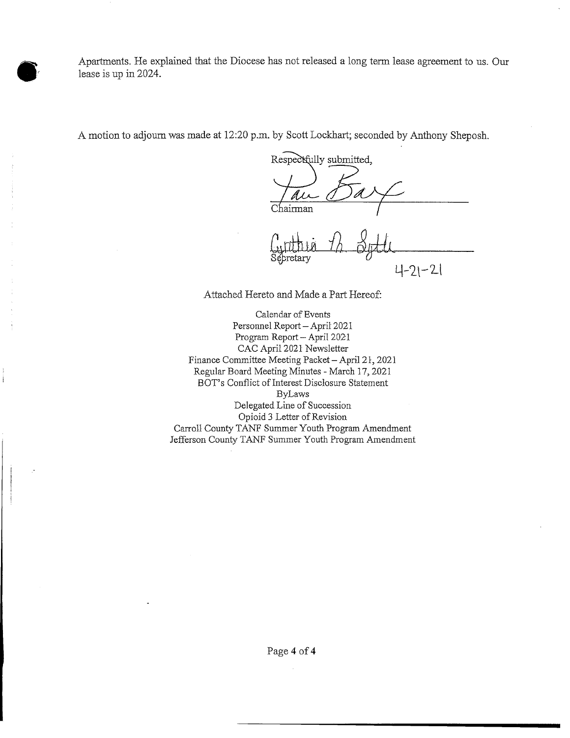Apartments. He explained that the Diocese has not released a long term lease agreement to us. Our lease is up in 2024.

A motion to adjourn was made at 12:20 p.m. by Scott Lockhart; seconded by Anthony Sheposh.

Respectfully submitted,

Chairman

Secretary

4-21-21

Attached Hereto and Made a Part Hereof:

Calendar of Events
Personnel Report – April 2021
Program Report – April 2021
CAC April 2021 Newsletter
Finance Committee Meeting Packet – April 21, 2021
Regular Board Meeting Minutes - March 17, 2021
BOT's Conflict of Interest Disclosure Statement
ByLaws
Delegated Line of Succession
Opioid 3 Letter of Revision
Carroll County TANF Summer Youth Program Amendment
Jefferson County TANF Summer Youth Program Amendment